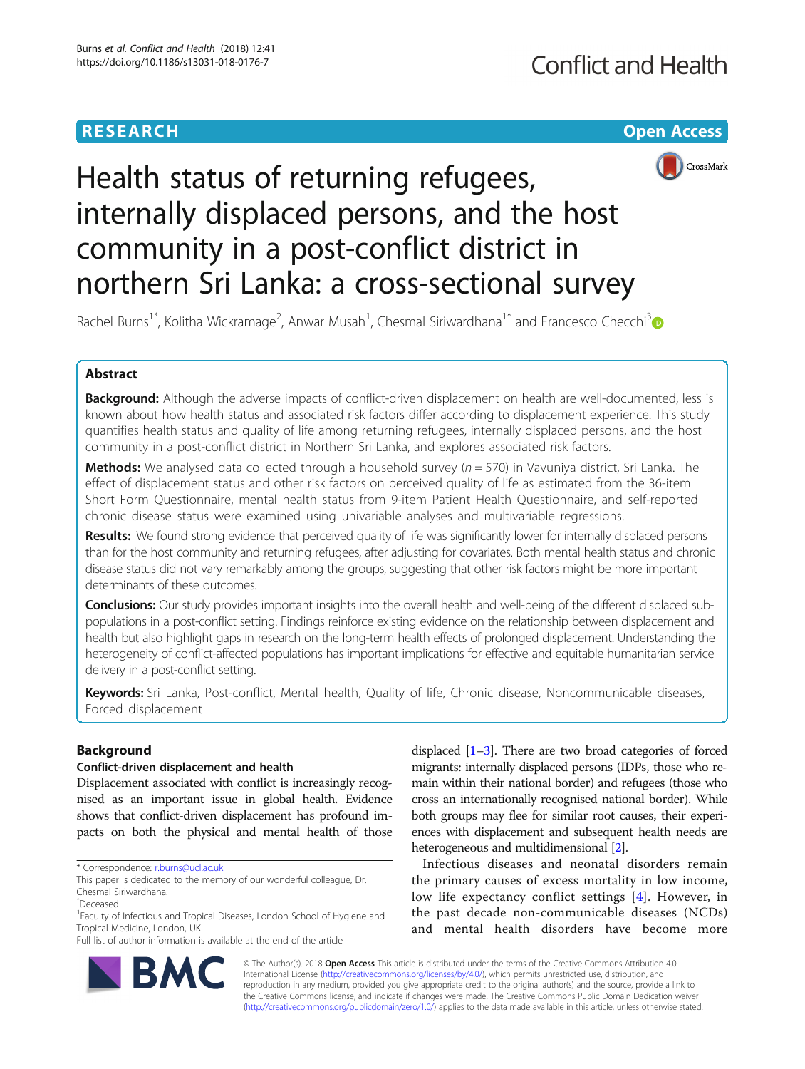RESEARCH

Open Access

# Health status of returning refugees, internally displaced persons, and the host community in a post-conflict district in northern Sri Lanka: a cross-sectional survey

Rachel Burns[1*], Kolitha Wickramage[2], Anwar Musah[1], Chesmal Siriwardhana[1^] and Francesco Checchi[3]

## Abstract

**Background:** Although the adverse impacts of conflict-driven displacement on health are well-documented, less is known about how health status and associated risk factors differ according to displacement experience. This study quantifies health status and quality of life among returning refugees, internally displaced persons, and the host community in a post-conflict district in Northern Sri Lanka, and explores associated risk factors.

**Methods:** We analysed data collected through a household survey ($n = 570$) in Vavuniya district, Sri Lanka. The effect of displacement status and other risk factors on perceived quality of life as estimated from the 36-item Short Form Questionnaire, mental health status from 9-item Patient Health Questionnaire, and self-reported chronic disease status were examined using univariable analyses and multivariable regressions.

**Results:** We found strong evidence that perceived quality of life was significantly lower for internally displaced persons than for the host community and returning refugees, after adjusting for covariates. Both mental health status and chronic disease status did not vary remarkably among the groups, suggesting that other risk factors might be more important determinants of these outcomes.

**Conclusions:** Our study provides important insights into the overall health and well-being of the different displaced sub-populations in a post-conflict setting. Findings reinforce existing evidence on the relationship between displacement and health but also highlight gaps in research on the long-term health effects of prolonged displacement. Understanding the heterogeneity of conflict-affected populations has important implications for effective and equitable humanitarian service delivery in a post-conflict setting.

**Keywords:** Sri Lanka, Post-conflict, Mental health, Quality of life, Chronic disease, Noncommunicable diseases, Forced displacement

## Background

### Conflict-driven displacement and health

Displacement associated with conflict is increasingly recognised as an important issue in global health. Evidence shows that conflict-driven displacement has profound impacts on both the physical and mental health of those displaced [1–3]. There are two broad categories of forced migrants: internally displaced persons (IDPs, those who remain within their national border) and refugees (those who cross an internationally recognised national border). While both groups may flee for similar root causes, their experiences with displacement and subsequent health needs are heterogeneous and multidimensional [2].

Infectious diseases and neonatal disorders remain the primary causes of excess mortality in low income, low life expectancy conflict settings [4]. However, in the past decade non-communicable diseases (NCDs) and mental health disorders have become more

* Correspondence: r.burns@ucl.ac.uk

This paper is dedicated to the memory of our wonderful colleague, Dr. Chesmal Siriwardhana.

^Deceased

[1]Faculty of Infectious and Tropical Diseases, London School of Hygiene and Tropical Medicine, London, UK

Full list of author information is available at the end of the article

© The Author(s). 2018 **Open Access** This article is distributed under the terms of the Creative Commons Attribution 4.0 International License (http://creativecommons.org/licenses/by/4.0/), which permits unrestricted use, distribution, and reproduction in any medium, provided you give appropriate credit to the original author(s) and the source, provide a link to the Creative Commons license, and indicate if changes were made. The Creative Commons Public Domain Dedication waiver (http://creativecommons.org/publicdomain/zero/1.0/) applies to the data made available in this article, unless otherwise stated.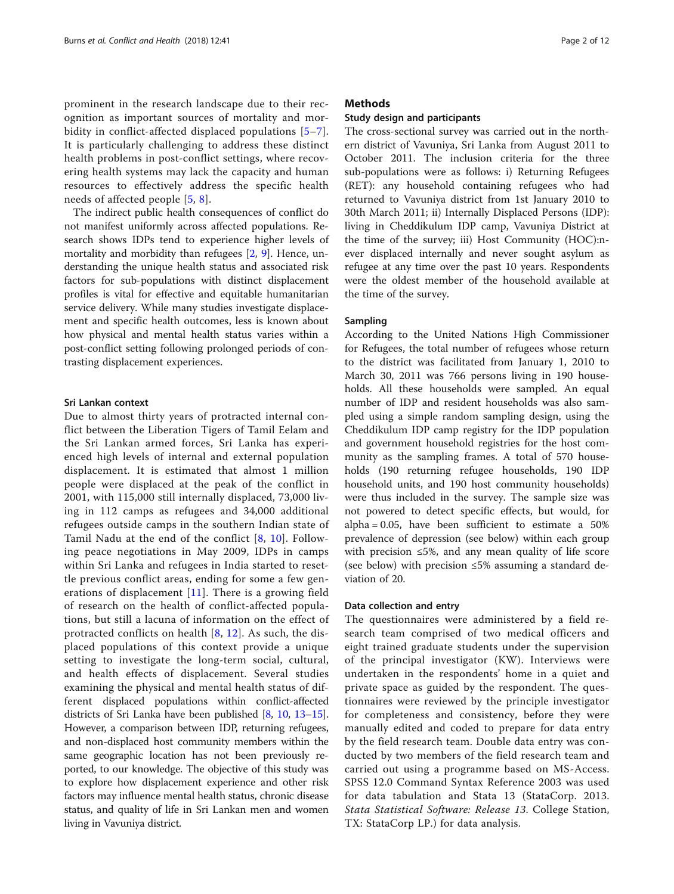prominent in the research landscape due to their recognition as important sources of mortality and morbidity in conflict-affected displaced populations [5–7]. It is particularly challenging to address these distinct health problems in post-conflict settings, where recovering health systems may lack the capacity and human resources to effectively address the specific health needs of affected people [5, 8].

The indirect public health consequences of conflict do not manifest uniformly across affected populations. Research shows IDPs tend to experience higher levels of mortality and morbidity than refugees [2, 9]. Hence, understanding the unique health status and associated risk factors for sub-populations with distinct displacement profiles is vital for effective and equitable humanitarian service delivery. While many studies investigate displacement and specific health outcomes, less is known about how physical and mental health status varies within a post-conflict setting following prolonged periods of contrasting displacement experiences.

### Sri Lankan context

Due to almost thirty years of protracted internal conflict between the Liberation Tigers of Tamil Eelam and the Sri Lankan armed forces, Sri Lanka has experienced high levels of internal and external population displacement. It is estimated that almost 1 million people were displaced at the peak of the conflict in 2001, with 115,000 still internally displaced, 73,000 living in 112 camps as refugees and 34,000 additional refugees outside camps in the southern Indian state of Tamil Nadu at the end of the conflict [8, 10]. Following peace negotiations in May 2009, IDPs in camps within Sri Lanka and refugees in India started to resettle previous conflict areas, ending for some a few generations of displacement [11]. There is a growing field of research on the health of conflict-affected populations, but still a lacuna of information on the effect of protracted conflicts on health [8, 12]. As such, the displaced populations of this context provide a unique setting to investigate the long-term social, cultural, and health effects of displacement. Several studies examining the physical and mental health status of different displaced populations within conflict-affected districts of Sri Lanka have been published [8, 10, 13–15]. However, a comparison between IDP, returning refugees, and non-displaced host community members within the same geographic location has not been previously reported, to our knowledge. The objective of this study was to explore how displacement experience and other risk factors may influence mental health status, chronic disease status, and quality of life in Sri Lankan men and women living in Vavuniya district.

## Methods

### Study design and participants

The cross-sectional survey was carried out in the northern district of Vavuniya, Sri Lanka from August 2011 to October 2011. The inclusion criteria for the three sub-populations were as follows: i) Returning Refugees (RET): any household containing refugees who had returned to Vavuniya district from 1st January 2010 to 30th March 2011; ii) Internally Displaced Persons (IDP): living in Cheddikulum IDP camp, Vavuniya District at the time of the survey; iii) Host Community (HOC):never displaced internally and never sought asylum as refugee at any time over the past 10 years. Respondents were the oldest member of the household available at the time of the survey.

### Sampling

According to the United Nations High Commissioner for Refugees, the total number of refugees whose return to the district was facilitated from January 1, 2010 to March 30, 2011 was 766 persons living in 190 households. All these households were sampled. An equal number of IDP and resident households was also sampled using a simple random sampling design, using the Cheddikulum IDP camp registry for the IDP population and government household registries for the host community as the sampling frames. A total of 570 households (190 returning refugee households, 190 IDP household units, and 190 host community households) were thus included in the survey. The sample size was not powered to detect specific effects, but would, for alpha = 0.05, have been sufficient to estimate a 50% prevalence of depression (see below) within each group with precision ≤5%, and any mean quality of life score (see below) with precision ≤5% assuming a standard deviation of 20.

### Data collection and entry

The questionnaires were administered by a field research team comprised of two medical officers and eight trained graduate students under the supervision of the principal investigator (KW). Interviews were undertaken in the respondents' home in a quiet and private space as guided by the respondent. The questionnaires were reviewed by the principle investigator for completeness and consistency, before they were manually edited and coded to prepare for data entry by the field research team. Double data entry was conducted by two members of the field research team and carried out using a programme based on MS-Access. SPSS 12.0 Command Syntax Reference 2003 was used for data tabulation and Stata 13 (StataCorp. 2013. *Stata Statistical Software: Release 13*. College Station, TX: StataCorp LP.) for data analysis.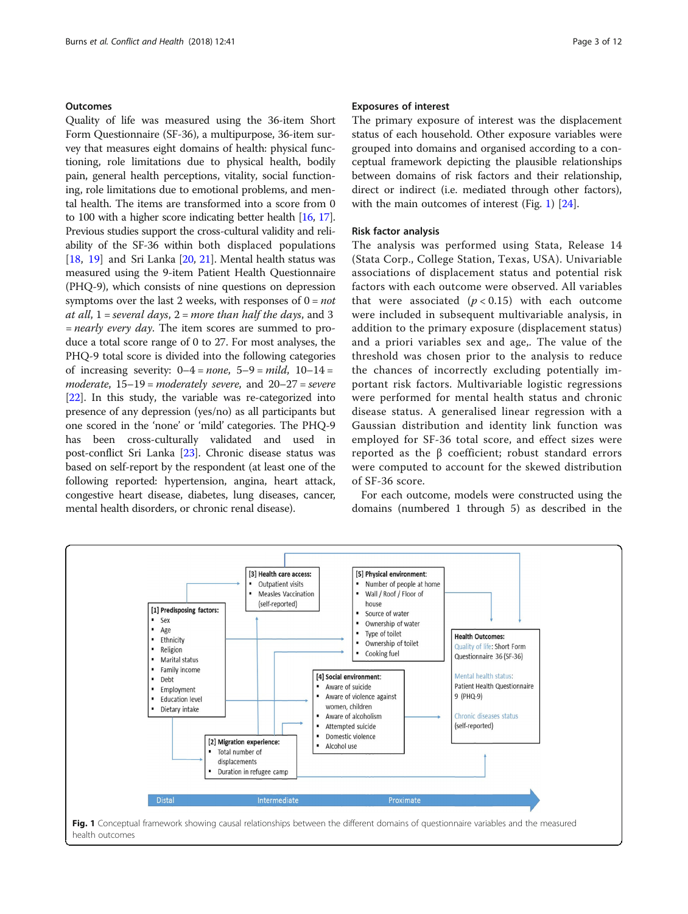## Outcomes

Quality of life was measured using the 36-item Short Form Questionnaire (SF-36), a multipurpose, 36-item survey that measures eight domains of health: physical functioning, role limitations due to physical health, bodily pain, general health perceptions, vitality, social functioning, role limitations due to emotional problems, and mental health. The items are transformed into a score from 0 to 100 with a higher score indicating better health [16, 17]. Previous studies support the cross-cultural validity and reliability of the SF-36 within both displaced populations [18, 19] and Sri Lanka [20, 21]. Mental health status was measured using the 9-item Patient Health Questionnaire (PHQ-9), which consists of nine questions on depression symptoms over the last 2 weeks, with responses of 0 = *not at all*, 1 = *several days*, 2 = *more than half the days*, and 3 = *nearly every day*. The item scores are summed to produce a total score range of 0 to 27. For most analyses, the PHQ-9 total score is divided into the following categories of increasing severity: 0–4 = *none*, 5–9 = *mild*, 10–14 = *moderate*, 15–19 = *moderately severe*, and 20–27 = *severe* [22]. In this study, the variable was re-categorized into presence of any depression (yes/no) as all participants but one scored in the 'none' or 'mild' categories. The PHQ-9 has been cross-culturally validated and used in post-conflict Sri Lanka [23]. Chronic disease status was based on self-report by the respondent (at least one of the following reported: hypertension, angina, heart attack, congestive heart disease, diabetes, lung diseases, cancer, mental health disorders, or chronic renal disease).

## Exposures of interest

The primary exposure of interest was the displacement status of each household. Other exposure variables were grouped into domains and organised according to a conceptual framework depicting the plausible relationships between domains of risk factors and their relationship, direct or indirect (i.e. mediated through other factors), with the main outcomes of interest (Fig. 1) [24].

## Risk factor analysis

The analysis was performed using Stata, Release 14 (Stata Corp., College Station, Texas, USA). Univariable associations of displacement status and potential risk factors with each outcome were observed. All variables that were associated ($p < 0.15$) with each outcome were included in subsequent multivariable analysis, in addition to the primary exposure (displacement status) and a priori variables sex and age,. The value of the threshold was chosen prior to the analysis to reduce the chances of incorrectly excluding potentially important risk factors. Multivariable logistic regressions were performed for mental health status and chronic disease status. A generalised linear regression with a Gaussian distribution and identity link function was employed for SF-36 total score, and effect sizes were reported as the β coefficient; robust standard errors were computed to account for the skewed distribution of SF-36 score.

For each outcome, models were constructed using the domains (numbered 1 through 5) as described in the

**[1] Predisposing factors:**
- Sex
- Age
- Ethnicity
- Religion
- Marital status
- Family income
- Debt
- Employment
- Education level
- Dietary intake

**[2] Migration experience:**
- Total number of displacements
- Duration in refugee camp

**[3] Health care access:**
- Outpatient visits
- Measles Vaccination (self-reported)

**[4] Social environment:**
- Aware of suicide
- Aware of violence against women, children
- Aware of alcoholism
- Attempted suicide
- Domestic violence
- Alcohol use

**[5] Physical environment:**
- Number of people at home
- Wall / Roof / Floor of house
- Source of water
- Ownership of water
- Type of toilet
- Ownership of toilet
- Cooking fuel

**Health Outcomes:**
Quality of life: Short Form Questionnaire 36 (SF-36)
Mental health status: Patient Health Questionnaire 9 (PHQ-9)
Chronic diseases status (self-reported)

Distal → Intermediate → Proximate

**Fig. 1** Conceptual framework showing causal relationships between the different domains of questionnaire variables and the measured health outcomes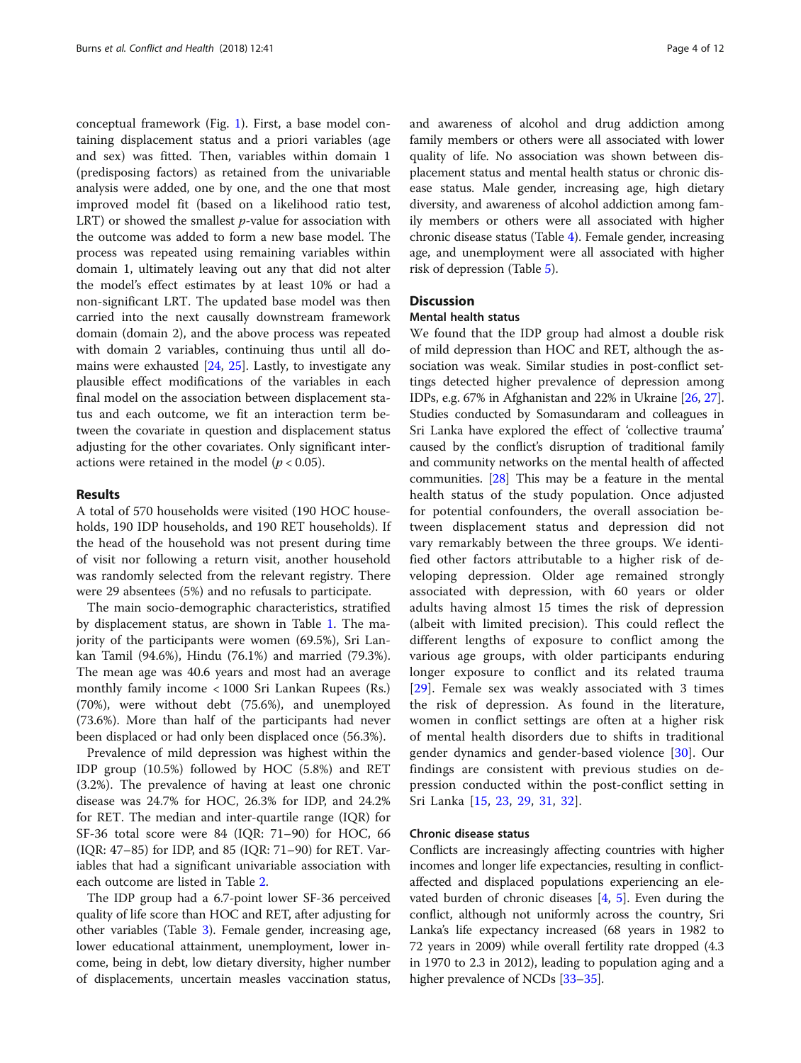conceptual framework (Fig. 1). First, a base model containing displacement status and a priori variables (age and sex) was fitted. Then, variables within domain 1 (predisposing factors) as retained from the univariable analysis were added, one by one, and the one that most improved model fit (based on a likelihood ratio test, LRT) or showed the smallest *p*-value for association with the outcome was added to form a new base model. The process was repeated using remaining variables within domain 1, ultimately leaving out any that did not alter the model's effect estimates by at least 10% or had a non-significant LRT. The updated base model was then carried into the next causally downstream framework domain (domain 2), and the above process was repeated with domain 2 variables, continuing thus until all domains were exhausted [24, 25]. Lastly, to investigate any plausible effect modifications of the variables in each final model on the association between displacement status and each outcome, we fit an interaction term between the covariate in question and displacement status adjusting for the other covariates. Only significant interactions were retained in the model ($p < 0.05$).

## Results

A total of 570 households were visited (190 HOC households, 190 IDP households, and 190 RET households). If the head of the household was not present during time of visit nor following a return visit, another household was randomly selected from the relevant registry. There were 29 absentees (5%) and no refusals to participate.

The main socio-demographic characteristics, stratified by displacement status, are shown in Table 1. The majority of the participants were women (69.5%), Sri Lankan Tamil (94.6%), Hindu (76.1%) and married (79.3%). The mean age was 40.6 years and most had an average monthly family income < 1000 Sri Lankan Rupees (Rs.) (70%), were without debt (75.6%), and unemployed (73.6%). More than half of the participants had never been displaced or had only been displaced once (56.3%).

Prevalence of mild depression was highest within the IDP group (10.5%) followed by HOC (5.8%) and RET (3.2%). The prevalence of having at least one chronic disease was 24.7% for HOC, 26.3% for IDP, and 24.2% for RET. The median and inter-quartile range (IQR) for SF-36 total score were 84 (IQR: 71–90) for HOC, 66 (IQR: 47–85) for IDP, and 85 (IQR: 71–90) for RET. Variables that had a significant univariable association with each outcome are listed in Table 2.

The IDP group had a 6.7-point lower SF-36 perceived quality of life score than HOC and RET, after adjusting for other variables (Table 3). Female gender, increasing age, lower educational attainment, unemployment, lower income, being in debt, low dietary diversity, higher number of displacements, uncertain measles vaccination status, and awareness of alcohol and drug addiction among family members or others were all associated with lower quality of life. No association was shown between displacement status and mental health status or chronic disease status. Male gender, increasing age, high dietary diversity, and awareness of alcohol addiction among family members or others were all associated with higher chronic disease status (Table 4). Female gender, increasing age, and unemployment were all associated with higher risk of depression (Table 5).

## Discussion

### Mental health status

We found that the IDP group had almost a double risk of mild depression than HOC and RET, although the association was weak. Similar studies in post-conflict settings detected higher prevalence of depression among IDPs, e.g. 67% in Afghanistan and 22% in Ukraine [26, 27]. Studies conducted by Somasundaram and colleagues in Sri Lanka have explored the effect of 'collective trauma' caused by the conflict's disruption of traditional family and community networks on the mental health of affected communities. [28] This may be a feature in the mental health status of the study population. Once adjusted for potential confounders, the overall association between displacement status and depression did not vary remarkably between the three groups. We identified other factors attributable to a higher risk of developing depression. Older age remained strongly associated with depression, with 60 years or older adults having almost 15 times the risk of depression (albeit with limited precision). This could reflect the different lengths of exposure to conflict among the various age groups, with older participants enduring longer exposure to conflict and its related trauma [29]. Female sex was weakly associated with 3 times the risk of depression. As found in the literature, women in conflict settings are often at a higher risk of mental health disorders due to shifts in traditional gender dynamics and gender-based violence [30]. Our findings are consistent with previous studies on depression conducted within the post-conflict setting in Sri Lanka [15, 23, 29, 31, 32].

### Chronic disease status

Conflicts are increasingly affecting countries with higher incomes and longer life expectancies, resulting in conflict-affected and displaced populations experiencing an elevated burden of chronic diseases [4, 5]. Even during the conflict, although not uniformly across the country, Sri Lanka's life expectancy increased (68 years in 1982 to 72 years in 2009) while overall fertility rate dropped (4.3 in 1970 to 2.3 in 2012), leading to population aging and a higher prevalence of NCDs [33–35].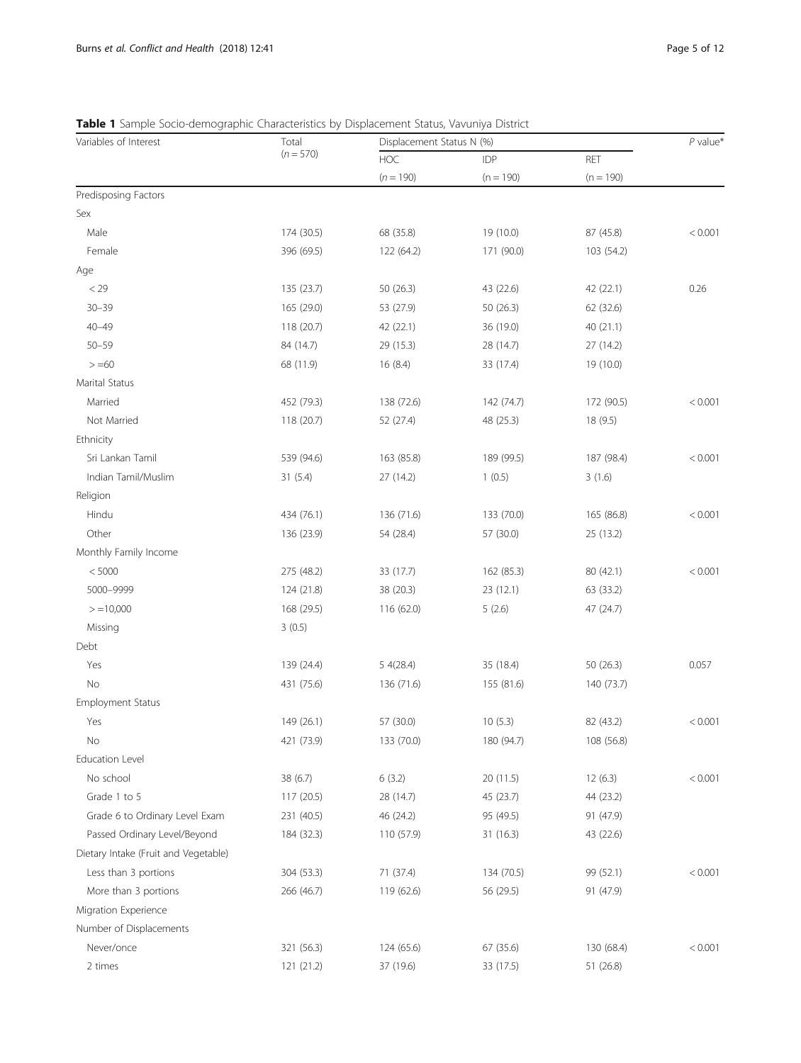**Table 1** Sample Socio-demographic Characteristics by Displacement Status, Vavuniya District

| Variables of Interest | Total | Displacement Status N (%) | | | *P* value* |
|---|---|---|---|---|---|
| | (*n* = 570) | HOC | IDP | RET | |
| | | (*n* = 190) | (n = 190) | (n = 190) | |
| Predisposing Factors | | | | | |
| Sex | | | | | |
| Male | 174 (30.5) | 68 (35.8) | 19 (10.0) | 87 (45.8) | < 0.001 |
| Female | 396 (69.5) | 122 (64.2) | 171 (90.0) | 103 (54.2) | |
| Age | | | | | |
| < 29 | 135 (23.7) | 50 (26.3) | 43 (22.6) | 42 (22.1) | 0.26 |
| 30–39 | 165 (29.0) | 53 (27.9) | 50 (26.3) | 62 (32.6) | |
| 40–49 | 118 (20.7) | 42 (22.1) | 36 (19.0) | 40 (21.1) | |
| 50–59 | 84 (14.7) | 29 (15.3) | 28 (14.7) | 27 (14.2) | |
| > =60 | 68 (11.9) | 16 (8.4) | 33 (17.4) | 19 (10.0) | |
| Marital Status | | | | | |
| Married | 452 (79.3) | 138 (72.6) | 142 (74.7) | 172 (90.5) | < 0.001 |
| Not Married | 118 (20.7) | 52 (27.4) | 48 (25.3) | 18 (9.5) | |
| Ethnicity | | | | | |
| Sri Lankan Tamil | 539 (94.6) | 163 (85.8) | 189 (99.5) | 187 (98.4) | < 0.001 |
| Indian Tamil/Muslim | 31 (5.4) | 27 (14.2) | 1 (0.5) | 3 (1.6) | |
| Religion | | | | | |
| Hindu | 434 (76.1) | 136 (71.6) | 133 (70.0) | 165 (86.8) | < 0.001 |
| Other | 136 (23.9) | 54 (28.4) | 57 (30.0) | 25 (13.2) | |
| Monthly Family Income | | | | | |
| < 5000 | 275 (48.2) | 33 (17.7) | 162 (85.3) | 80 (42.1) | < 0.001 |
| 5000–9999 | 124 (21.8) | 38 (20.3) | 23 (12.1) | 63 (33.2) | |
| > =10,000 | 168 (29.5) | 116 (62.0) | 5 (2.6) | 47 (24.7) | |
| Missing | 3 (0.5) | | | | |
| Debt | | | | | |
| Yes | 139 (24.4) | 5 4(28.4) | 35 (18.4) | 50 (26.3) | 0.057 |
| No | 431 (75.6) | 136 (71.6) | 155 (81.6) | 140 (73.7) | |
| Employment Status | | | | | |
| Yes | 149 (26.1) | 57 (30.0) | 10 (5.3) | 82 (43.2) | < 0.001 |
| No | 421 (73.9) | 133 (70.0) | 180 (94.7) | 108 (56.8) | |
| Education Level | | | | | |
| No school | 38 (6.7) | 6 (3.2) | 20 (11.5) | 12 (6.3) | < 0.001 |
| Grade 1 to 5 | 117 (20.5) | 28 (14.7) | 45 (23.7) | 44 (23.2) | |
| Grade 6 to Ordinary Level Exam | 231 (40.5) | 46 (24.2) | 95 (49.5) | 91 (47.9) | |
| Passed Ordinary Level/Beyond | 184 (32.3) | 110 (57.9) | 31 (16.3) | 43 (22.6) | |
| Dietary Intake (Fruit and Vegetable) | | | | | |
| Less than 3 portions | 304 (53.3) | 71 (37.4) | 134 (70.5) | 99 (52.1) | < 0.001 |
| More than 3 portions | 266 (46.7) | 119 (62.6) | 56 (29.5) | 91 (47.9) | |
| Migration Experience | | | | | |
| Number of Displacements | | | | | |
| Never/once | 321 (56.3) | 124 (65.6) | 67 (35.6) | 130 (68.4) | < 0.001 |
| 2 times | 121 (21.2) | 37 (19.6) | 33 (17.5) | 51 (26.8) | |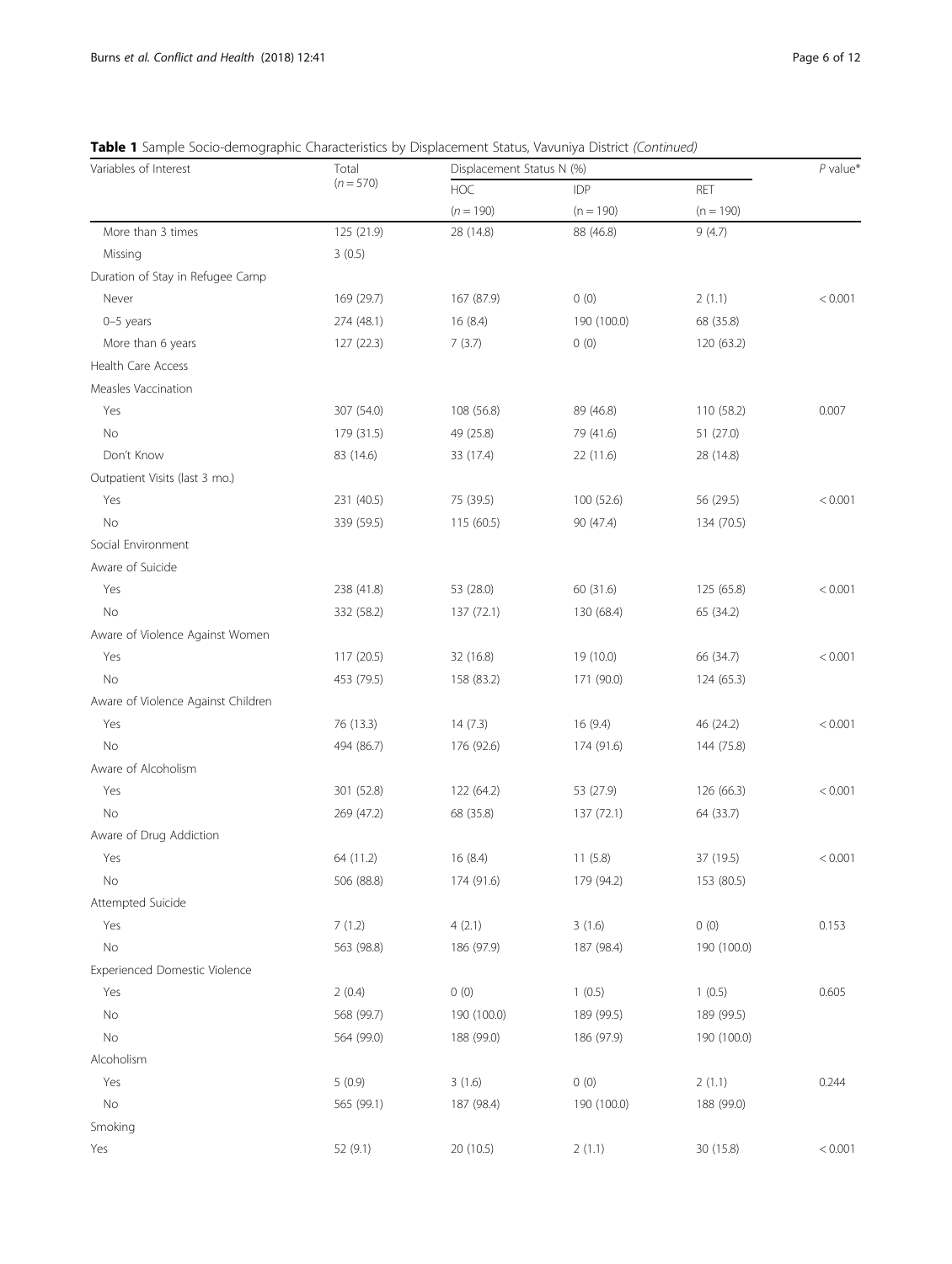**Table 1** Sample Socio-demographic Characteristics by Displacement Status, Vavuniya District *(Continued)*

| Variables of Interest | Total ($n = 570$) | Displacement Status N (%) | | | *P* value* |
|---|---|---|---|---|---|
| | | HOC ($n = 190$) | IDP ($n = 190$) | RET ($n = 190$) | |
| More than 3 times | 125 (21.9) | 28 (14.8) | 88 (46.8) | 9 (4.7) | |
| Missing | 3 (0.5) | | | | |
| Duration of Stay in Refugee Camp | | | | | |
| Never | 169 (29.7) | 167 (87.9) | 0 (0) | 2 (1.1) | < 0.001 |
| 0–5 years | 274 (48.1) | 16 (8.4) | 190 (100.0) | 68 (35.8) | |
| More than 6 years | 127 (22.3) | 7 (3.7) | 0 (0) | 120 (63.2) | |
| Health Care Access | | | | | |
| Measles Vaccination | | | | | |
| Yes | 307 (54.0) | 108 (56.8) | 89 (46.8) | 110 (58.2) | 0.007 |
| No | 179 (31.5) | 49 (25.8) | 79 (41.6) | 51 (27.0) | |
| Don't Know | 83 (14.6) | 33 (17.4) | 22 (11.6) | 28 (14.8) | |
| Outpatient Visits (last 3 mo.) | | | | | |
| Yes | 231 (40.5) | 75 (39.5) | 100 (52.6) | 56 (29.5) | < 0.001 |
| No | 339 (59.5) | 115 (60.5) | 90 (47.4) | 134 (70.5) | |
| Social Environment | | | | | |
| Aware of Suicide | | | | | |
| Yes | 238 (41.8) | 53 (28.0) | 60 (31.6) | 125 (65.8) | < 0.001 |
| No | 332 (58.2) | 137 (72.1) | 130 (68.4) | 65 (34.2) | |
| Aware of Violence Against Women | | | | | |
| Yes | 117 (20.5) | 32 (16.8) | 19 (10.0) | 66 (34.7) | < 0.001 |
| No | 453 (79.5) | 158 (83.2) | 171 (90.0) | 124 (65.3) | |
| Aware of Violence Against Children | | | | | |
| Yes | 76 (13.3) | 14 (7.3) | 16 (9.4) | 46 (24.2) | < 0.001 |
| No | 494 (86.7) | 176 (92.6) | 174 (91.6) | 144 (75.8) | |
| Aware of Alcoholism | | | | | |
| Yes | 301 (52.8) | 122 (64.2) | 53 (27.9) | 126 (66.3) | < 0.001 |
| No | 269 (47.2) | 68 (35.8) | 137 (72.1) | 64 (33.7) | |
| Aware of Drug Addiction | | | | | |
| Yes | 64 (11.2) | 16 (8.4) | 11 (5.8) | 37 (19.5) | < 0.001 |
| No | 506 (88.8) | 174 (91.6) | 179 (94.2) | 153 (80.5) | |
| Attempted Suicide | | | | | |
| Yes | 7 (1.2) | 4 (2.1) | 3 (1.6) | 0 (0) | 0.153 |
| No | 563 (98.8) | 186 (97.9) | 187 (98.4) | 190 (100.0) | |
| Experienced Domestic Violence | | | | | |
| Yes | 2 (0.4) | 0 (0) | 1 (0.5) | 1 (0.5) | 0.605 |
| No | 568 (99.7) | 190 (100.0) | 189 (99.5) | 189 (99.5) | |
| No | 564 (99.0) | 188 (99.0) | 186 (97.9) | 190 (100.0) | |
| Alcoholism | | | | | |
| Yes | 5 (0.9) | 3 (1.6) | 0 (0) | 2 (1.1) | 0.244 |
| No | 565 (99.1) | 187 (98.4) | 190 (100.0) | 188 (99.0) | |
| Smoking | | | | | |
| Yes | 52 (9.1) | 20 (10.5) | 2 (1.1) | 30 (15.8) | < 0.001 |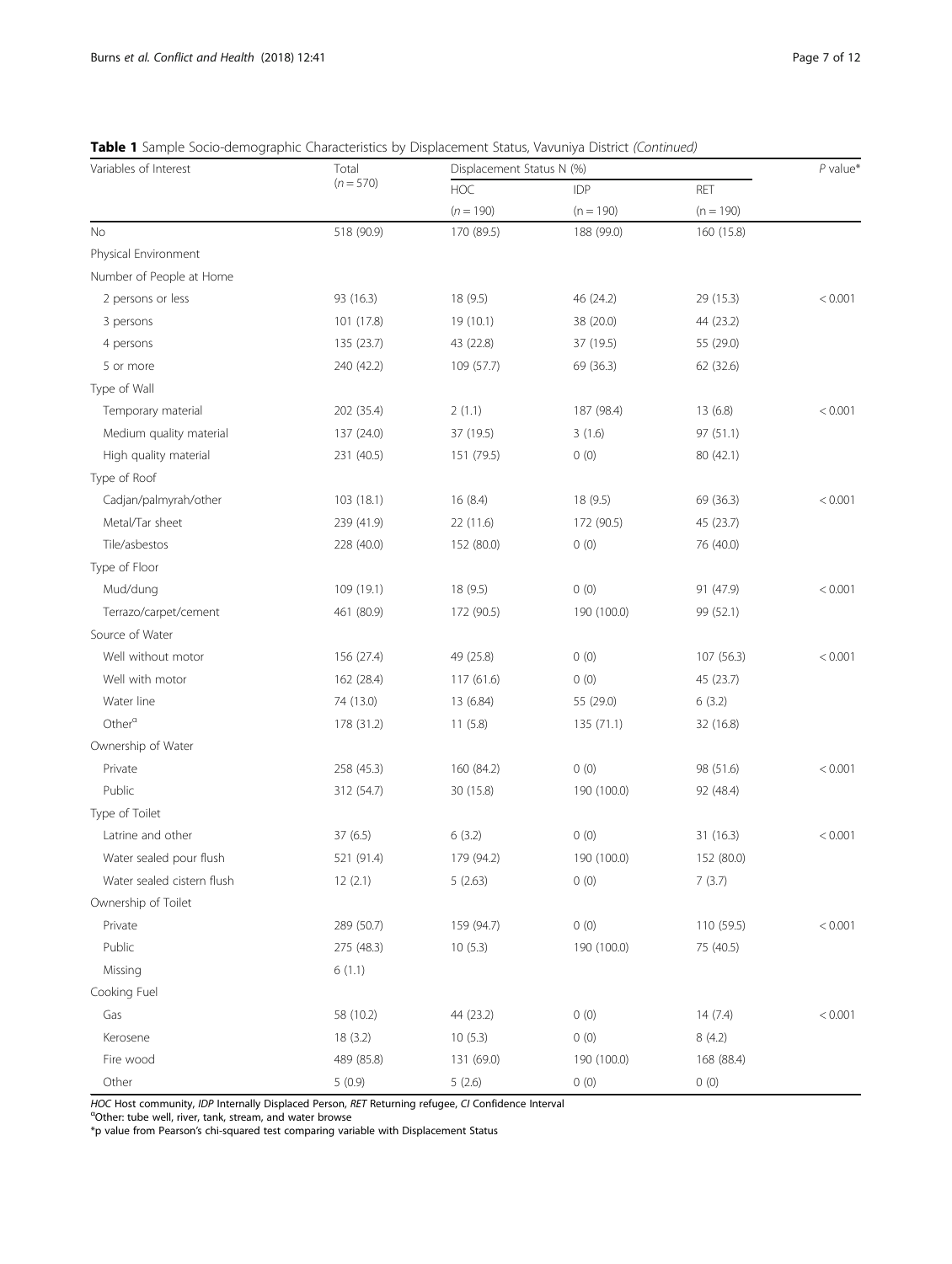**Table 1** Sample Socio-demographic Characteristics by Displacement Status, Vavuniya District *(Continued)*

| Variables of Interest | Total ($n = 570$) | Displacement Status N (%) | | | *P* value* |
|---|---|---|---|---|---|
| | | HOC ($n = 190$) | IDP ($n = 190$) | RET ($n = 190$) | |
| No | 518 (90.9) | 170 (89.5) | 188 (99.0) | 160 (15.8) | |
| Physical Environment | | | | | |
| Number of People at Home | | | | | |
| 2 persons or less | 93 (16.3) | 18 (9.5) | 46 (24.2) | 29 (15.3) | < 0.001 |
| 3 persons | 101 (17.8) | 19 (10.1) | 38 (20.0) | 44 (23.2) | |
| 4 persons | 135 (23.7) | 43 (22.8) | 37 (19.5) | 55 (29.0) | |
| 5 or more | 240 (42.2) | 109 (57.7) | 69 (36.3) | 62 (32.6) | |
| Type of Wall | | | | | |
| Temporary material | 202 (35.4) | 2 (1.1) | 187 (98.4) | 13 (6.8) | < 0.001 |
| Medium quality material | 137 (24.0) | 37 (19.5) | 3 (1.6) | 97 (51.1) | |
| High quality material | 231 (40.5) | 151 (79.5) | 0 (0) | 80 (42.1) | |
| Type of Roof | | | | | |
| Cadjan/palmyrah/other | 103 (18.1) | 16 (8.4) | 18 (9.5) | 69 (36.3) | < 0.001 |
| Metal/Tar sheet | 239 (41.9) | 22 (11.6) | 172 (90.5) | 45 (23.7) | |
| Tile/asbestos | 228 (40.0) | 152 (80.0) | 0 (0) | 76 (40.0) | |
| Type of Floor | | | | | |
| Mud/dung | 109 (19.1) | 18 (9.5) | 0 (0) | 91 (47.9) | < 0.001 |
| Terrazo/carpet/cement | 461 (80.9) | 172 (90.5) | 190 (100.0) | 99 (52.1) | |
| Source of Water | | | | | |
| Well without motor | 156 (27.4) | 49 (25.8) | 0 (0) | 107 (56.3) | < 0.001 |
| Well with motor | 162 (28.4) | 117 (61.6) | 0 (0) | 45 (23.7) | |
| Water line | 74 (13.0) | 13 (6.84) | 55 (29.0) | 6 (3.2) | |
| Other[a] | 178 (31.2) | 11 (5.8) | 135 (71.1) | 32 (16.8) | |
| Ownership of Water | | | | | |
| Private | 258 (45.3) | 160 (84.2) | 0 (0) | 98 (51.6) | < 0.001 |
| Public | 312 (54.7) | 30 (15.8) | 190 (100.0) | 92 (48.4) | |
| Type of Toilet | | | | | |
| Latrine and other | 37 (6.5) | 6 (3.2) | 0 (0) | 31 (16.3) | < 0.001 |
| Water sealed pour flush | 521 (91.4) | 179 (94.2) | 190 (100.0) | 152 (80.0) | |
| Water sealed cistern flush | 12 (2.1) | 5 (2.63) | 0 (0) | 7 (3.7) | |
| Ownership of Toilet | | | | | |
| Private | 289 (50.7) | 159 (94.7) | 0 (0) | 110 (59.5) | < 0.001 |
| Public | 275 (48.3) | 10 (5.3) | 190 (100.0) | 75 (40.5) | |
| Missing | 6 (1.1) | | | | |
| Cooking Fuel | | | | | |
| Gas | 58 (10.2) | 44 (23.2) | 0 (0) | 14 (7.4) | < 0.001 |
| Kerosene | 18 (3.2) | 10 (5.3) | 0 (0) | 8 (4.2) | |
| Fire wood | 489 (85.8) | 131 (69.0) | 190 (100.0) | 168 (88.4) | |
| Other | 5 (0.9) | 5 (2.6) | 0 (0) | 0 (0) | |

*HOC* Host community, *IDP* Internally Displaced Person, *RET* Returning refugee, *CI* Confidence Interval
[a]Other: tube well, river, tank, stream, and water browse
*p value from Pearson's chi-squared test comparing variable with Displacement Status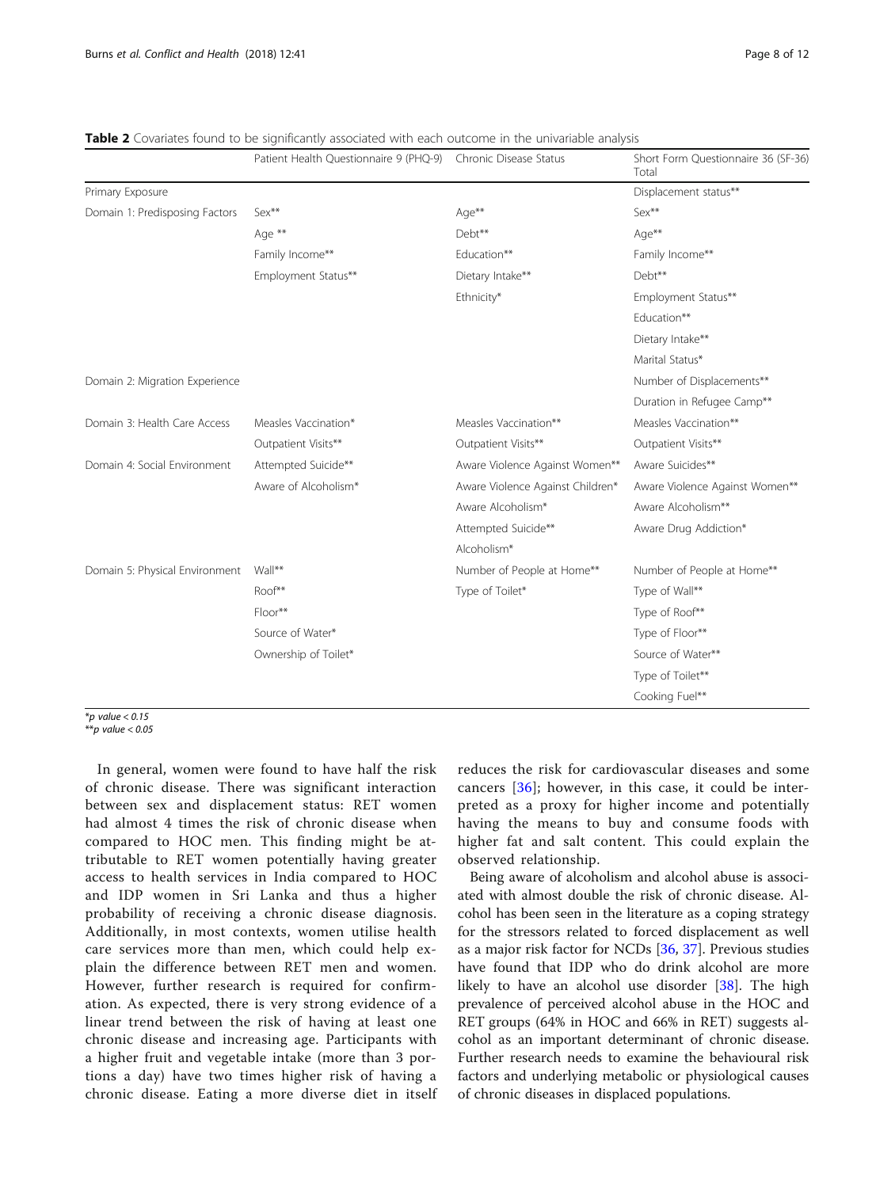**Table 2** Covariates found to be significantly associated with each outcome in the univariable analysis

| | Patient Health Questionnaire 9 (PHQ-9) | Chronic Disease Status | Short Form Questionnaire 36 (SF-36) Total |
|---|---|---|---|
| Primary Exposure | | | Displacement status** |
| Domain 1: Predisposing Factors | Sex** | Age** | Sex** |
| | Age ** | Debt** | Age** |
| | Family Income** | Education** | Family Income** |
| | Employment Status** | Dietary Intake** | Debt** |
| | | Ethnicity* | Employment Status** |
| | | | Education** |
| | | | Dietary Intake** |
| | | | Marital Status* |
| Domain 2: Migration Experience | | | Number of Displacements** |
| | | | Duration in Refugee Camp** |
| Domain 3: Health Care Access | Measles Vaccination* | Measles Vaccination** | Measles Vaccination** |
| | Outpatient Visits** | Outpatient Visits** | Outpatient Visits** |
| Domain 4: Social Environment | Attempted Suicide** | Aware Violence Against Women** | Aware Suicides** |
| | Aware of Alcoholism* | Aware Violence Against Children* | Aware Violence Against Women** |
| | | Aware Alcoholism* | Aware Alcoholism** |
| | | Attempted Suicide** | Aware Drug Addiction* |
| | | Alcoholism* | |
| Domain 5: Physical Environment | Wall** | Number of People at Home** | Number of People at Home** |
| | Roof** | Type of Toilet* | Type of Wall** |
| | Floor** | | Type of Roof** |
| | Source of Water* | | Type of Floor** |
| | Ownership of Toilet* | | Source of Water** |
| | | | Type of Toilet** |
| | | | Cooking Fuel** |

*p value < 0.15
**p value < 0.05

In general, women were found to have half the risk of chronic disease. There was significant interaction between sex and displacement status: RET women had almost 4 times the risk of chronic disease when compared to HOC men. This finding might be attributable to RET women potentially having greater access to health services in India compared to HOC and IDP women in Sri Lanka and thus a higher probability of receiving a chronic disease diagnosis. Additionally, in most contexts, women utilise health care services more than men, which could help explain the difference between RET men and women. However, further research is required for confirmation. As expected, there is very strong evidence of a linear trend between the risk of having at least one chronic disease and increasing age. Participants with a higher fruit and vegetable intake (more than 3 portions a day) have two times higher risk of having a chronic disease. Eating a more diverse diet in itself reduces the risk for cardiovascular diseases and some cancers [36]; however, in this case, it could be interpreted as a proxy for higher income and potentially having the means to buy and consume foods with higher fat and salt content. This could explain the observed relationship.

Being aware of alcoholism and alcohol abuse is associated with almost double the risk of chronic disease. Alcohol has been seen in the literature as a coping strategy for the stressors related to forced displacement as well as a major risk factor for NCDs [36, 37]. Previous studies have found that IDP who do drink alcohol are more likely to have an alcohol use disorder [38]. The high prevalence of perceived alcohol abuse in the HOC and RET groups (64% in HOC and 66% in RET) suggests alcohol as an important determinant of chronic disease. Further research needs to examine the behavioural risk factors and underlying metabolic or physiological causes of chronic diseases in displaced populations.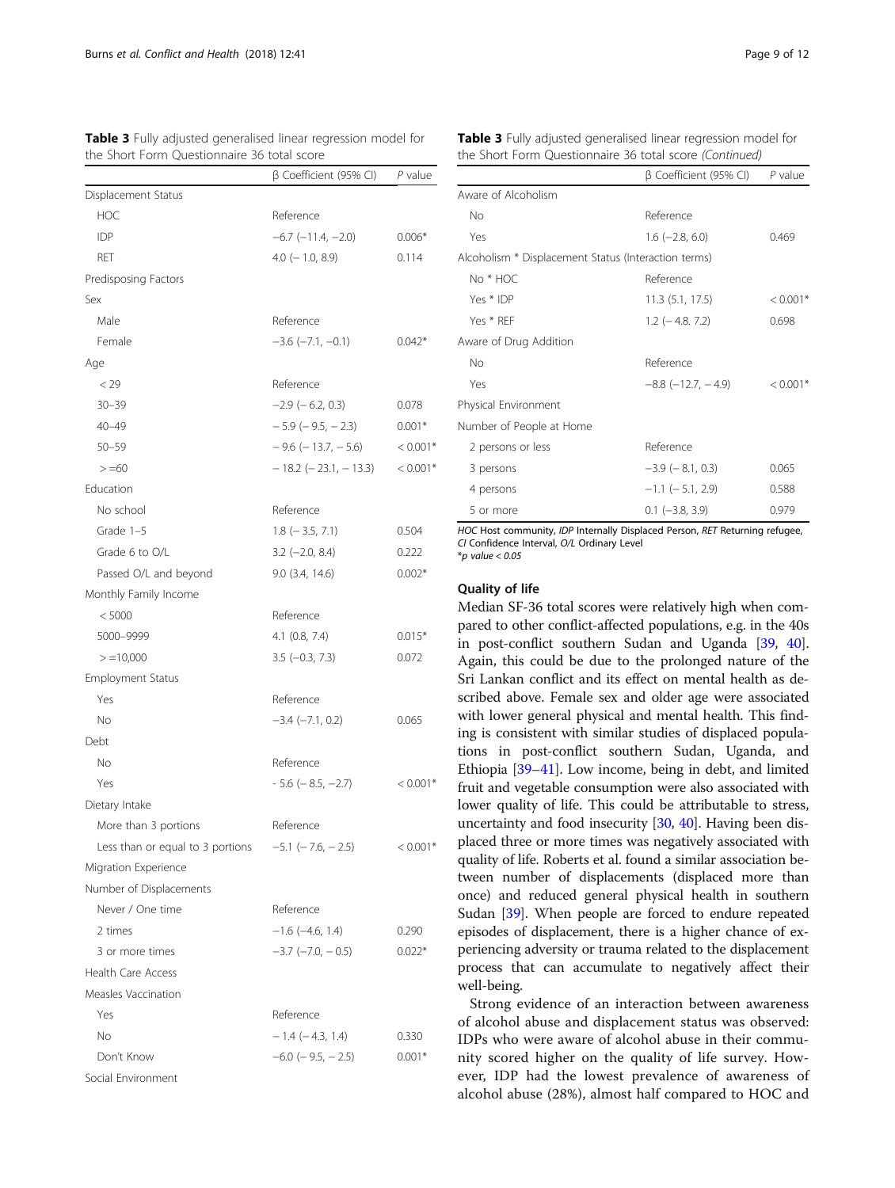**Table 3** Fully adjusted generalised linear regression model for the Short Form Questionnaire 36 total score

| | β Coefficient (95% CI) | P value |
|---|---|---|
| Displacement Status | | |
| HOC | Reference | |
| IDP | −6.7 (−11.4, −2.0) | 0.006* |
| RET | 4.0 (− 1.0, 8.9) | 0.114 |
| Predisposing Factors | | |
| Sex | | |
| Male | Reference | |
| Female | −3.6 (−7.1, −0.1) | 0.042* |
| Age | | |
| < 29 | Reference | |
| 30–39 | −2.9 (− 6.2, 0.3) | 0.078 |
| 40–49 | − 5.9 (− 9.5, − 2.3) | 0.001* |
| 50–59 | − 9.6 (− 13.7, − 5.6) | < 0.001* |
| > =60 | − 18.2 (− 23.1, − 13.3) | < 0.001* |
| Education | | |
| No school | Reference | |
| Grade 1–5 | 1.8 (− 3.5, 7.1) | 0.504 |
| Grade 6 to O/L | 3.2 (−2.0, 8.4) | 0.222 |
| Passed O/L and beyond | 9.0 (3.4, 14.6) | 0.002* |
| Monthly Family Income | | |
| < 5000 | Reference | |
| 5000–9999 | 4.1 (0.8, 7.4) | 0.015* |
| > =10,000 | 3.5 (−0.3, 7.3) | 0.072 |
| Employment Status | | |
| Yes | Reference | |
| No | −3.4 (−7.1, 0.2) | 0.065 |
| Debt | | |
| No | Reference | |
| Yes | - 5.6 (− 8.5, −2.7) | < 0.001* |
| Dietary Intake | | |
| More than 3 portions | Reference | |
| Less than or equal to 3 portions | −5.1 (− 7.6, − 2.5) | < 0.001* |
| Migration Experience | | |
| Number of Displacements | | |
| Never / One time | Reference | |
| 2 times | −1.6 (−4.6, 1.4) | 0.290 |
| 3 or more times | −3.7 (−7.0, − 0.5) | 0.022* |
| Health Care Access | | |
| Measles Vaccination | | |
| Yes | Reference | |
| No | − 1.4 (− 4.3, 1.4) | 0.330 |
| Don't Know | −6.0 (− 9.5, − 2.5) | 0.001* |
| Social Environment | | |
| Aware of Alcoholism | | |
| No | Reference | |
| Yes | 1.6 (−2.8, 6.0) | 0.469 |
| Alcoholism * Displacement Status (Interaction terms) | | |
| No * HOC | Reference | |
| Yes * IDP | 11.3 (5.1, 17.5) | < 0.001* |
| Yes * REF | 1.2 (− 4.8. 7.2) | 0.698 |
| Aware of Drug Addition | | |
| No | Reference | |
| Yes | −8.8 (−12.7, − 4.9) | < 0.001* |
| Physical Environment | | |
| Number of People at Home | | |
| 2 persons or less | Reference | |
| 3 persons | −3.9 (− 8.1, 0.3) | 0.065 |
| 4 persons | −1.1 (− 5.1, 2.9) | 0.588 |
| 5 or more | 0.1 (−3.8, 3.9) | 0.979 |

*HOC* Host community, *IDP* Internally Displaced Person, *RET* Returning refugee, *CI* Confidence Interval, *O/L* Ordinary Level
*\*p value < 0.05*

### Quality of life

Median SF-36 total scores were relatively high when compared to other conflict-affected populations, e.g. in the 40s in post-conflict southern Sudan and Uganda [39, 40]. Again, this could be due to the prolonged nature of the Sri Lankan conflict and its effect on mental health as described above. Female sex and older age were associated with lower general physical and mental health. This finding is consistent with similar studies of displaced populations in post-conflict southern Sudan, Uganda, and Ethiopia [39–41]. Low income, being in debt, and limited fruit and vegetable consumption were also associated with lower quality of life. This could be attributable to stress, uncertainty and food insecurity [30, 40]. Having been displaced three or more times was negatively associated with quality of life. Roberts et al. found a similar association between number of displacements (displaced more than once) and reduced general physical health in southern Sudan [39]. When people are forced to endure repeated episodes of displacement, there is a higher chance of experiencing adversity or trauma related to the displacement process that can accumulate to negatively affect their well-being.

Strong evidence of an interaction between awareness of alcohol abuse and displacement status was observed: IDPs who were aware of alcohol abuse in their community scored higher on the quality of life survey. However, IDP had the lowest prevalence of awareness of alcohol abuse (28%), almost half compared to HOC and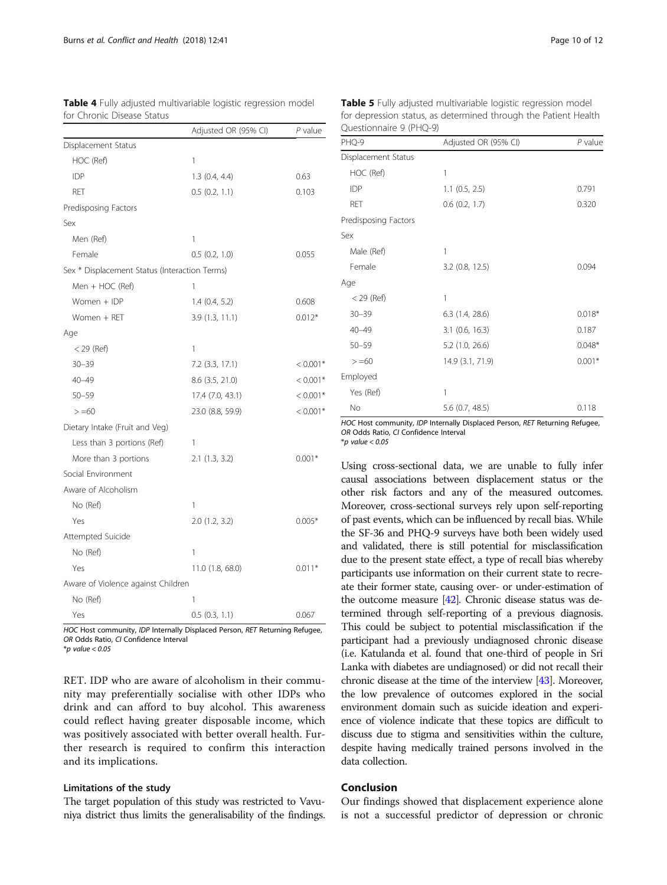**Table 4** Fully adjusted multivariable logistic regression model for Chronic Disease Status

| | Adjusted OR (95% CI) | P value |
|---|---|---|
| Displacement Status | | |
| HOC (Ref) | 1 | |
| IDP | 1.3 (0.4, 4.4) | 0.63 |
| RET | 0.5 (0.2, 1.1) | 0.103 |
| Predisposing Factors | | |
| Sex | | |
| Men (Ref) | 1 | |
| Female | 0.5 (0.2, 1.0) | 0.055 |
| Sex * Displacement Status (Interaction Terms) | | |
| Men + HOC (Ref) | 1 | |
| Women + IDP | 1.4 (0.4, 5.2) | 0.608 |
| Women + RET | 3.9 (1.3, 11.1) | 0.012* |
| Age | | |
| < 29 (Ref) | 1 | |
| 30–39 | 7.2 (3.3, 17.1) | < 0.001* |
| 40–49 | 8.6 (3.5, 21.0) | < 0.001* |
| 50–59 | 17.4 (7.0, 43.1) | < 0.001* |
| > =60 | 23.0 (8.8, 59.9) | < 0.001* |
| Dietary Intake (Fruit and Veg) | | |
| Less than 3 portions (Ref) | 1 | |
| More than 3 portions | 2.1 (1.3, 3.2) | 0.001* |
| Social Environment | | |
| Aware of Alcoholism | | |
| No (Ref) | 1 | |
| Yes | 2.0 (1.2, 3.2) | 0.005* |
| Attempted Suicide | | |
| No (Ref) | 1 | |
| Yes | 11.0 (1.8, 68.0) | 0.011* |
| Aware of Violence against Children | | |
| No (Ref) | 1 | |
| Yes | 0.5 (0.3, 1.1) | 0.067 |

*HOC* Host community, *IDP* Internally Displaced Person, *RET* Returning Refugee, *OR* Odds Ratio, *CI* Confidence Interval
*p value < 0.05

**Table 5** Fully adjusted multivariable logistic regression model for depression status, as determined through the Patient Health Questionnaire 9 (PHQ-9)

| PHQ-9 | Adjusted OR (95% CI) | P value |
|---|---|---|
| Displacement Status | | |
| HOC (Ref) | 1 | |
| IDP | 1.1 (0.5, 2.5) | 0.791 |
| RET | 0.6 (0.2, 1.7) | 0.320 |
| Predisposing Factors | | |
| Sex | | |
| Male (Ref) | 1 | |
| Female | 3.2 (0.8, 12.5) | 0.094 |
| Age | | |
| < 29 (Ref) | 1 | |
| 30–39 | 6.3 (1.4, 28.6) | 0.018* |
| 40–49 | 3.1 (0.6, 16.3) | 0.187 |
| 50–59 | 5.2 (1.0, 26.6) | 0.048* |
| > =60 | 14.9 (3.1, 71.9) | 0.001* |
| Employed | | |
| Yes (Ref) | 1 | |
| No | 5.6 (0.7, 48.5) | 0.118 |

*HOC* Host community, *IDP* Internally Displaced Person, *RET* Returning Refugee, *OR* Odds Ratio, *CI* Confidence Interval
*p value < 0.05

RET. IDP who are aware of alcoholism in their community may preferentially socialise with other IDPs who drink and can afford to buy alcohol. This awareness could reflect having greater disposable income, which was positively associated with better overall health. Further research is required to confirm this interaction and its implications.

### Limitations of the study

The target population of this study was restricted to Vavuniya district thus limits the generalisability of the findings. Using cross-sectional data, we are unable to fully infer causal associations between displacement status or the other risk factors and any of the measured outcomes. Moreover, cross-sectional surveys rely upon self-reporting of past events, which can be influenced by recall bias. While the SF-36 and PHQ-9 surveys have both been widely used and validated, there is still potential for misclassification due to the present state effect, a type of recall bias whereby participants use information on their current state to recreate their former state, causing over- or under-estimation of the outcome measure [42]. Chronic disease status was determined through self-reporting of a previous diagnosis. This could be subject to potential misclassification if the participant had a previously undiagnosed chronic disease (i.e. Katulanda et al. found that one-third of people in Sri Lanka with diabetes are undiagnosed) or did not recall their chronic disease at the time of the interview [43]. Moreover, the low prevalence of outcomes explored in the social environment domain such as suicide ideation and experience of violence indicate that these topics are difficult to discuss due to stigma and sensitivities within the culture, despite having medically trained persons involved in the data collection.

## Conclusion

Our findings showed that displacement experience alone is not a successful predictor of depression or chronic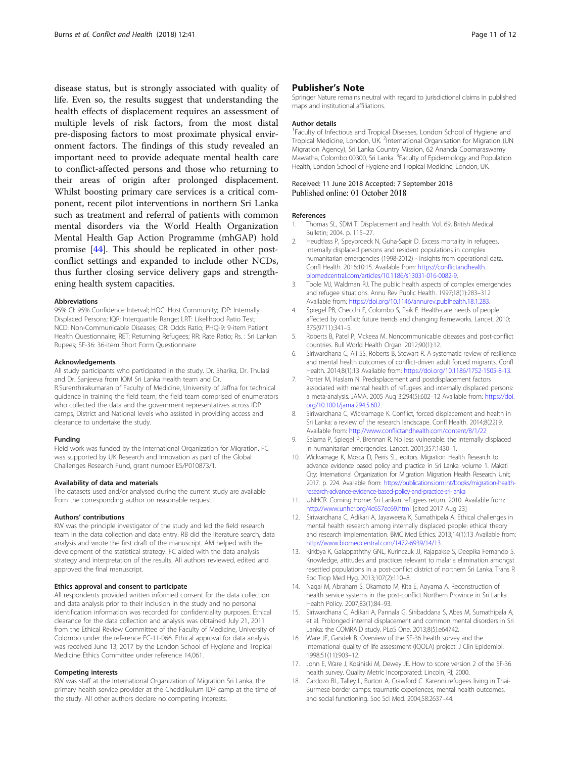disease status, but is strongly associated with quality of life. Even so, the results suggest that understanding the health effects of displacement requires an assessment of multiple levels of risk factors, from the most distal pre-disposing factors to most proximate physical environment factors. The findings of this study revealed an important need to provide adequate mental health care to conflict-affected persons and those who returning to their areas of origin after prolonged displacement. Whilst boosting primary care services is a critical component, recent pilot interventions in northern Sri Lanka such as treatment and referral of patients with common mental disorders via the World Health Organization Mental Health Gap Action Programme (mhGAP) hold promise [44]. This should be replicated in other post-conflict settings and expanded to include other NCDs, thus further closing service delivery gaps and strengthening health system capacities.

### Abbreviations

95% CI: 95% Confidence Interval; HOC: Host Community; IDP: Internally Displaced Persons; IQR: Interquartile Range; LRT: Likelihood Ratio Test; NCD: Non-Communicable Diseases; OR: Odds Ratio; PHQ-9: 9-item Patient Health Questionnaire; RET: Returning Refugees; RR: Rate Ratio; Rs. : Sri Lankan Rupees; SF-36: 36-item Short Form Questionnaire

### Acknowledgements

All study participants who participated in the study. Dr. Sharika, Dr. Thulasi and Dr. Sanjeeva from IOM Sri Lanka Health team and Dr. R.Surenthirakumaran of Faculty of Medicine, University of Jaffna for technical guidance in training the field team; the field team comprised of enumerators who collected the data and the government representatives across IDP camps, District and National levels who assisted in providing access and clearance to undertake the study.

### Funding

Field work was funded by the International Organization for Migration. FC was supported by UK Research and Innovation as part of the Global Challenges Research Fund, grant number ES/P010873/1.

### Availability of data and materials

The datasets used and/or analysed during the current study are available from the corresponding author on reasonable request.

### Authors' contributions

KW was the principle investigator of the study and led the field research team in the data collection and data entry. RB did the literature search, data analysis and wrote the first draft of the manuscript. AM helped with the development of the statistical strategy. FC aided with the data analysis strategy and interpretation of the results. All authors reviewed, edited and approved the final manuscript.

### Ethics approval and consent to participate

All respondents provided written informed consent for the data collection and data analysis prior to their inclusion in the study and no personal identification information was recorded for confidentiality purposes. Ethical clearance for the data collection and analysis was obtained July 21, 2011 from the Ethical Review Committee of the Faculty of Medicine, University of Colombo under the reference EC-11-066. Ethical approval for data analysis was received June 13, 2017 by the London School of Hygiene and Tropical Medicine Ethics Committee under reference 14,061.

### Competing interests

KW was staff at the International Organization of Migration Sri Lanka, the primary health service provider at the Cheddikulum IDP camp at the time of the study. All other authors declare no competing interests.

## Publisher's Note

Springer Nature remains neutral with regard to jurisdictional claims in published maps and institutional affiliations.

### Author details

[1]Faculty of Infectious and Tropical Diseases, London School of Hygiene and Tropical Medicine, London, UK. [2]International Organisation for Migration (UN Migration Agency), Sri Lanka Country Mission, 62 Ananda Coomaraswamy Mawatha, Colombo 00300, Sri Lanka. [3]Faculty of Epidemiology and Population Health, London School of Hygiene and Tropical Medicine, London, UK.

Received: 11 June 2018 Accepted: 7 September 2018
Published online: 01 October 2018

### References

1. Thomas SL, SDM T. Displacement and health. Vol. 69, British Medical Bulletin; 2004. p. 115–27.
2. Heudtlass P, Speybroeck N, Guha-Sapir D. Excess mortality in refugees, internally displaced persons and resident populations in complex humanitarian emergencies (1998-2012) - insights from operational data. Confl Health. 2016;10:15. Available from: https://conflictandhealth.biomedcentral.com/articles/10.1186/s13031-016-0082-9.
3. Toole MJ, Waldman RJ. The public health aspects of complex emergencies and refugee situations. Annu Rev Public Health. 1997;18(1):283–312 Available from: https://doi.org/10.1146/annurev.publhealth.18.1.283.
4. Spiegel PB, Checchi F, Colombo S, Paik E. Health-care needs of people affected by conflict: future trends and changing frameworks. Lancet. 2010; 375(9711):341–5.
5. Roberts B, Patel P, Mckeea M. Noncommunicable diseases and post-conflict countries. Bull World Health Organ. 2012;90(1):12.
6. Siriwardhana C, Ali SS, Roberts B, Stewart R. A systematic review of resilience and mental health outcomes of conflict-driven adult forced migrants. Confl Health. 2014;8(1):13 Available from: https://doi.org/10.1186/1752-1505-8-13.
7. Porter M, Haslam N. Predisplacement and postdisplacement factors associated with mental health of refugees and internally displaced persons: a meta-analysis. JAMA. 2005 Aug 3;294(5):602–12 Available from: https://doi.org/10.1001/jama.294.5.602.
8. Siriwardhana C, Wickramage K. Conflict, forced displacement and health in Sri Lanka: a review of the research landscape. Confl Health. 2014;8(22):9. Available from: http://www.conflictandhealth.com/content/8/1/22
9. Salama P, Spiegel P, Brennan R. No less vulnerable: the internally displaced in humanitarian emergencies. Lancet. 2001;357:1430–1.
10. Wickramage K, Mosca D, Peiris SL, editors. Migration Health Research to advance evidence based policy and practice in Sri Lanka: volume 1. Makati City: International Organization for Migration Migration Health Research Unit; 2017. p. 224. Available from: https://publications.iom.int/books/migration-health-research-advance-evidence-based-policy-and-practice-sri-lanka
11. UNHCR. Coming Home: Sri Lankan refugees return. 2010. Available from: http://www.unhcr.org/4c657ec69.html [cited 2017 Aug 23]
12. Siriwardhana C, Adikari A, Jayaweera K, Sumathipala A. Ethical challenges in mental health research among internally displaced people: ethical theory and research implementation. BMC Med Ethics. 2013;14(1):13 Available from: http://www.biomedcentral.com/1472-6939/14/13.
13. Kirkbya K, Galappaththy GNL, Kurinczuk JJ, Rajapakse S, Deepika Fernando S. Knowledge, attitudes and practices relevant to malaria elimination amongst resettled populations in a post-conflict district of northern Sri Lanka. Trans R Soc Trop Med Hyg. 2013;107(2):110–8.
14. Nagai M, Abraham S, Okamoto M, Kita E, Aoyama A. Reconstruction of health service systems in the post-conflict Northern Province in Sri Lanka. Health Policy. 2007;83(1):84–93.
15. Siriwardhana C, Adikari A, Pannala G, Siribaddana S, Abas M, Sumathipala A, et al. Prolonged internal displacement and common mental disorders in Sri Lanka: the COMRAID study. PLoS One. 2013;8(5):e64742.
16. Ware JE, Gandek B. Overview of the SF-36 health survey and the international quality of life assessment (IQOLA) project. J Clin Epidemiol. 1998;51(11):903–12.
17. John E, Ware J, Kosiniski M, Dewey JE. How to score version 2 of the SF-36 health survey. Quality Metric Incorporated: Lincoln, RI; 2000.
18. Cardozo BL, Talley L, Burton A, Crawford C. Karenni refugees living in Thai-Burmese border camps: traumatic experiences, mental health outcomes, and social functioning. Soc Sci Med. 2004;58:2637–44.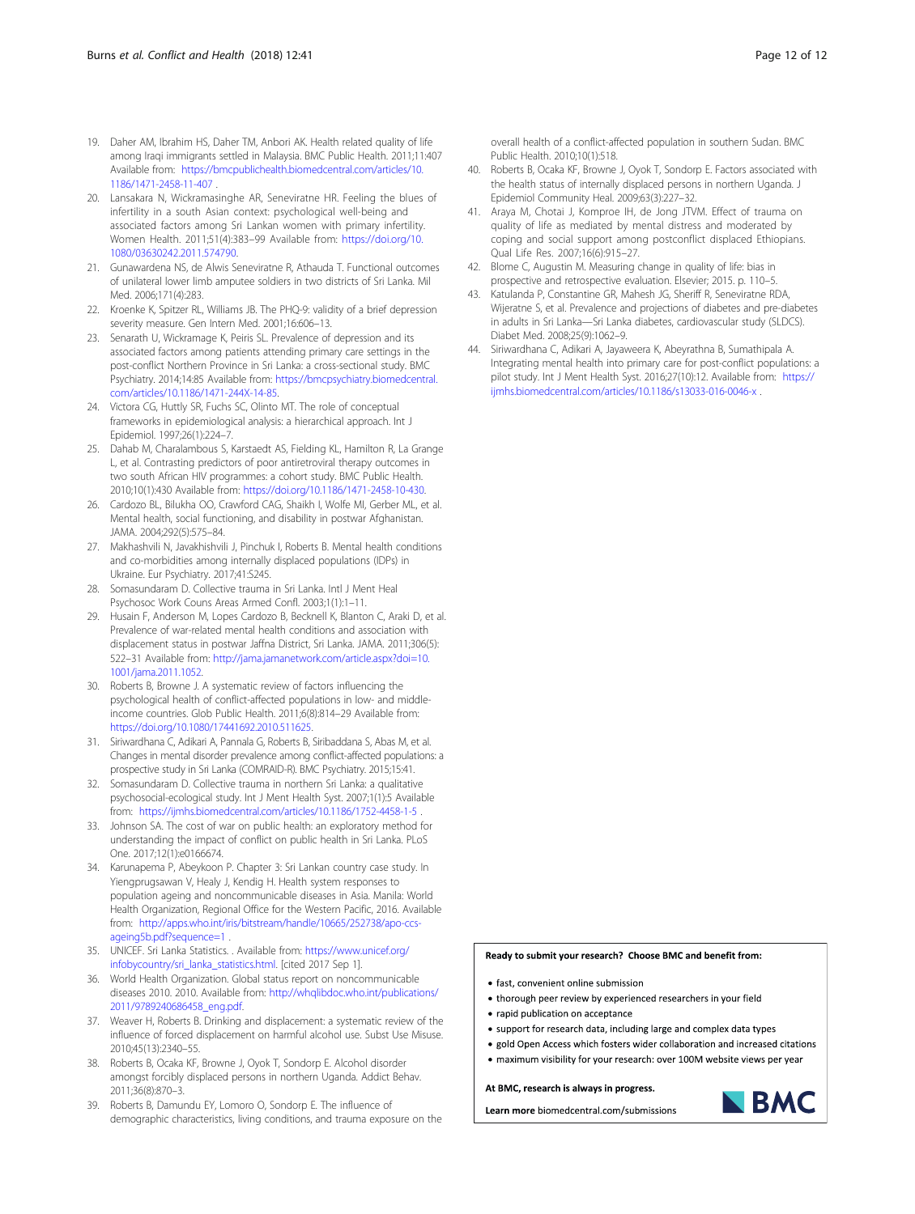19. Daher AM, Ibrahim HS, Daher TM, Anbori AK. Health related quality of life among Iraqi immigrants settled in Malaysia. BMC Public Health. 2011;11:407 Available from: https://bmcpublichealth.biomedcentral.com/articles/10.1186/1471-2458-11-407 .
20. Lansakara N, Wickramasinghe AR, Seneviratne HR. Feeling the blues of infertility in a south Asian context: psychological well-being and associated factors among Sri Lankan women with primary infertility. Women Health. 2011;51(4):383–99 Available from: https://doi.org/10.1080/03630242.2011.574790.
21. Gunawardena NS, de Alwis Seneviratne R, Athauda T. Functional outcomes of unilateral lower limb amputee soldiers in two districts of Sri Lanka. Mil Med. 2006;171(4):283.
22. Kroenke K, Spitzer RL, Williams JB. The PHQ-9: validity of a brief depression severity measure. Gen Intern Med. 2001;16:606–13.
23. Senarath U, Wickramage K, Peiris SL. Prevalence of depression and its associated factors among patients attending primary care settings in the post-conflict Northern Province in Sri Lanka: a cross-sectional study. BMC Psychiatry. 2014;14:85 Available from: https://bmcpsychiatry.biomedcentral.com/articles/10.1186/1471-244X-14-85.
24. Victora CG, Huttly SR, Fuchs SC, Olinto MT. The role of conceptual frameworks in epidemiological analysis: a hierarchical approach. Int J Epidemiol. 1997;26(1):224–7.
25. Dahab M, Charalambous S, Karstaedt AS, Fielding KL, Hamilton R, La Grange L, et al. Contrasting predictors of poor antiretroviral therapy outcomes in two south African HIV programmes: a cohort study. BMC Public Health. 2010;10(1):430 Available from: https://doi.org/10.1186/1471-2458-10-430.
26. Cardozo BL, Bilukha OO, Crawford CAG, Shaikh I, Wolfe MI, Gerber ML, et al. Mental health, social functioning, and disability in postwar Afghanistan. JAMA. 2004;292(5):575–84.
27. Makhashvili N, Javakhishvili J, Pinchuk I, Roberts B. Mental health conditions and co-morbidities among internally displaced populations (IDPs) in Ukraine. Eur Psychiatry. 2017;41:S245.
28. Somasundaram D. Collective trauma in Sri Lanka. Intl J Ment Heal Psychosoc Work Couns Areas Armed Confl. 2003;1(1):1–11.
29. Husain F, Anderson M, Lopes Cardozo B, Becknell K, Blanton C, Araki D, et al. Prevalence of war-related mental health conditions and association with displacement status in postwar Jaffna District, Sri Lanka. JAMA. 2011;306(5): 522–31 Available from: http://jama.jamanetwork.com/article.aspx?doi=10.1001/jama.2011.1052.
30. Roberts B, Browne J. A systematic review of factors influencing the psychological health of conflict-affected populations in low- and middle-income countries. Glob Public Health. 2011;6(8):814–29 Available from: https://doi.org/10.1080/17441692.2010.511625.
31. Siriwardhana C, Adikari A, Pannala G, Roberts B, Siribaddana S, Abas M, et al. Changes in mental disorder prevalence among conflict-affected populations: a prospective study in Sri Lanka (COMRAID-R). BMC Psychiatry. 2015;15:41.
32. Somasundaram D. Collective trauma in northern Sri Lanka: a qualitative psychosocial-ecological study. Int J Ment Health Syst. 2007;1(1):5 Available from: https://ijmhs.biomedcentral.com/articles/10.1186/1752-4458-1-5 .
33. Johnson SA. The cost of war on public health: an exploratory method for understanding the impact of conflict on public health in Sri Lanka. PLoS One. 2017;12(1):e0166674.
34. Karunapema P, Abeykoon P. Chapter 3: Sri Lankan country case study. In Yiengprugsawan V, Healy J, Kendig H. Health system responses to population ageing and noncommunicable diseases in Asia. Manila: World Health Organization, Regional Office for the Western Pacific, 2016. Available from: http://apps.who.int/iris/bitstream/handle/10665/252738/apo-ccs-ageing5b.pdf?sequence=1 .
35. UNICEF. Sri Lanka Statistics. . Available from: https://www.unicef.org/infobycountry/sri_lanka_statistics.html. [cited 2017 Sep 1].
36. World Health Organization. Global status report on noncommunicable diseases 2010. 2010. Available from: http://whqlibdoc.who.int/publications/2011/9789240686458_eng.pdf.
37. Weaver H, Roberts B. Drinking and displacement: a systematic review of the influence of forced displacement on harmful alcohol use. Subst Use Misuse. 2010;45(13):2340–55.
38. Roberts B, Ocaka KF, Browne J, Oyok T, Sondorp E. Alcohol disorder amongst forcibly displaced persons in northern Uganda. Addict Behav. 2011;36(8):870–3.
39. Roberts B, Damundu EY, Lomoro O, Sondorp E. The influence of demographic characteristics, living conditions, and trauma exposure on the overall health of a conflict-affected population in southern Sudan. BMC Public Health. 2010;10(1):518.
40. Roberts B, Ocaka KF, Browne J, Oyok T, Sondorp E. Factors associated with the health status of internally displaced persons in northern Uganda. J Epidemiol Community Heal. 2009;63(3):227–32.
41. Araya M, Chotai J, Komproe IH, de Jong JTVM. Effect of trauma on quality of life as mediated by mental distress and moderated by coping and social support among postconflict displaced Ethiopians. Qual Life Res. 2007;16(6):915–27.
42. Blome C, Augustin M. Measuring change in quality of life: bias in prospective and retrospective evaluation. Elsevier; 2015. p. 110–5.
43. Katulanda P, Constantine GR, Mahesh JG, Sheriff R, Seneviratne RDA, Wijeratne S, et al. Prevalence and projections of diabetes and pre-diabetes in adults in Sri Lanka—Sri Lanka diabetes, cardiovascular study (SLDCS). Diabet Med. 2008;25(9):1062–9.
44. Siriwardhana C, Adikari A, Jayaweera K, Abeyrathna B, Sumathipala A. Integrating mental health into primary care for post-conflict populations: a pilot study. Int J Ment Health Syst. 2016;27(10):12. Available from: https://ijmhs.biomedcentral.com/articles/10.1186/s13033-016-0046-x .

**Ready to submit your research? Choose BMC and benefit from:**

- fast, convenient online submission
- thorough peer review by experienced researchers in your field
- rapid publication on acceptance
- support for research data, including large and complex data types
- gold Open Access which fosters wider collaboration and increased citations
- maximum visibility for your research: over 100M website views per year

**At BMC, research is always in progress.**

**Learn more** biomedcentral.com/submissions

BMC